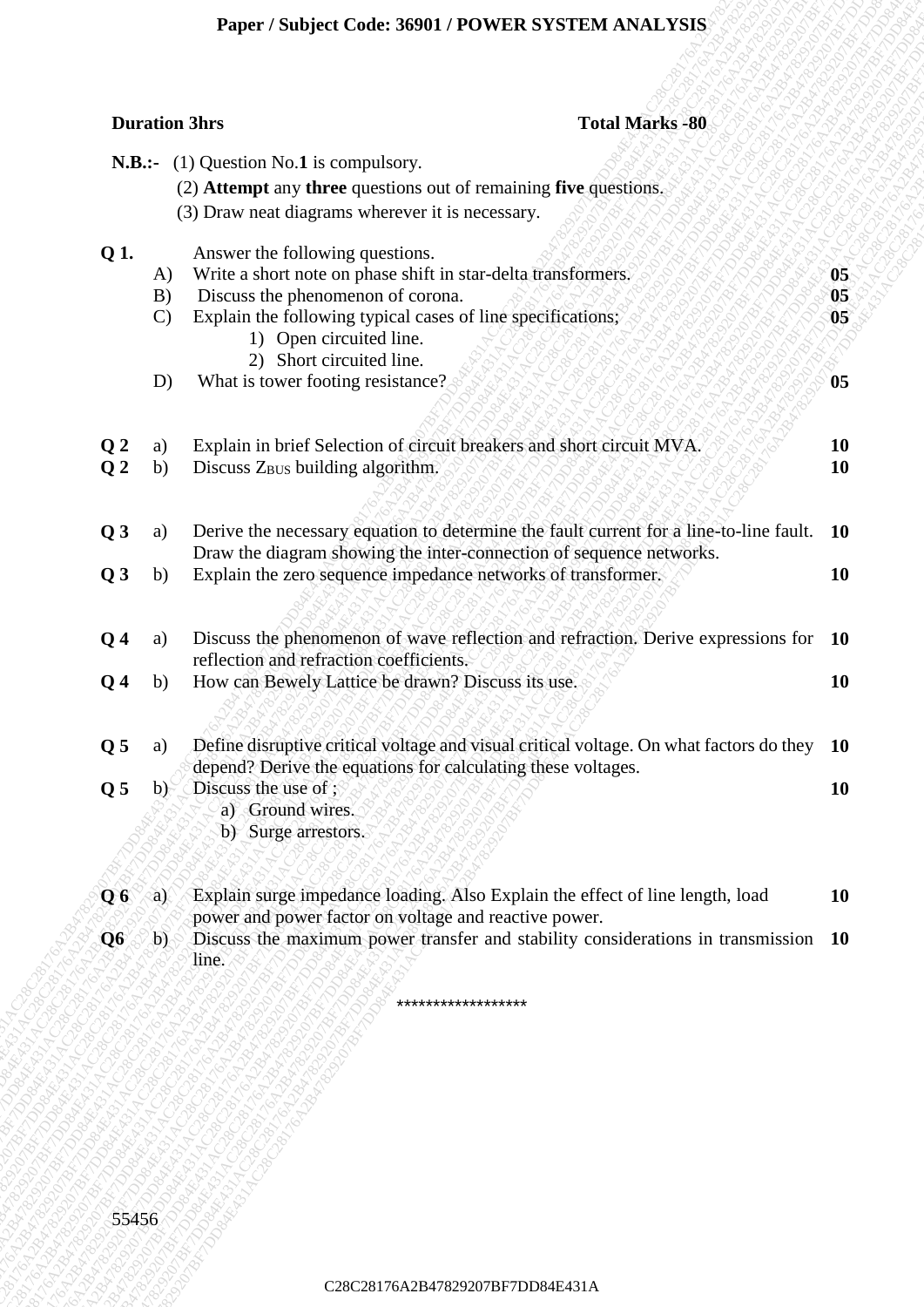**Paper / Subject Code: 36901 / POWER SYSTEM ANALYSIS**

**Duration 3hrs** **Total Marks -80**

**N.B.:-** (1) Question No.**1** is compulsory.
(2) **Attempt** any **three** questions out of remaining **five** questions.
(3) Draw neat diagrams wherever it is necessary.

| | | | |
|---|---|---|---|
| **Q 1.** | | Answer the following questions. | |
| | A) | Write a short note on phase shift in star-delta transformers. | **05** |
| | B) | Discuss the phenomenon of corona. | **05** |
| | C) | Explain the following typical cases of line specifications;<br>1) Open circuited line.<br>2) Short circuited line. | **05** |
| | D) | What is tower footing resistance? | **05** |
| **Q 2** | a) | Explain in brief Selection of circuit breakers and short circuit MVA. | **10** |
| **Q 2** | b) | Discuss $Z_{BUS}$ building algorithm. | **10** |
| **Q 3** | a) | Derive the necessary equation to determine the fault current for a line-to-line fault. Draw the diagram showing the inter-connection of sequence networks. | **10** |
| **Q 3** | b) | Explain the zero sequence impedance networks of transformer. | **10** |
| **Q 4** | a) | Discuss the phenomenon of wave reflection and refraction. Derive expressions for reflection and refraction coefficients. | **10** |
| **Q 4** | b) | How can Bewely Lattice be drawn? Discuss its use. | **10** |
| **Q 5** | a) | Define disruptive critical voltage and visual critical voltage. On what factors do they depend? Derive the equations for calculating these voltages. | **10** |
| **Q 5** | b) | Discuss the use of ;<br>a) Ground wires.<br>b) Surge arrestors. | **10** |
| **Q 6** | a) | Explain surge impedance loading. Also Explain the effect of line length, load power and power factor on voltage and reactive power. | **10** |
| **Q6** | b) | Discuss the maximum power transfer and stability considerations in transmission line. | **10** |

******************

55456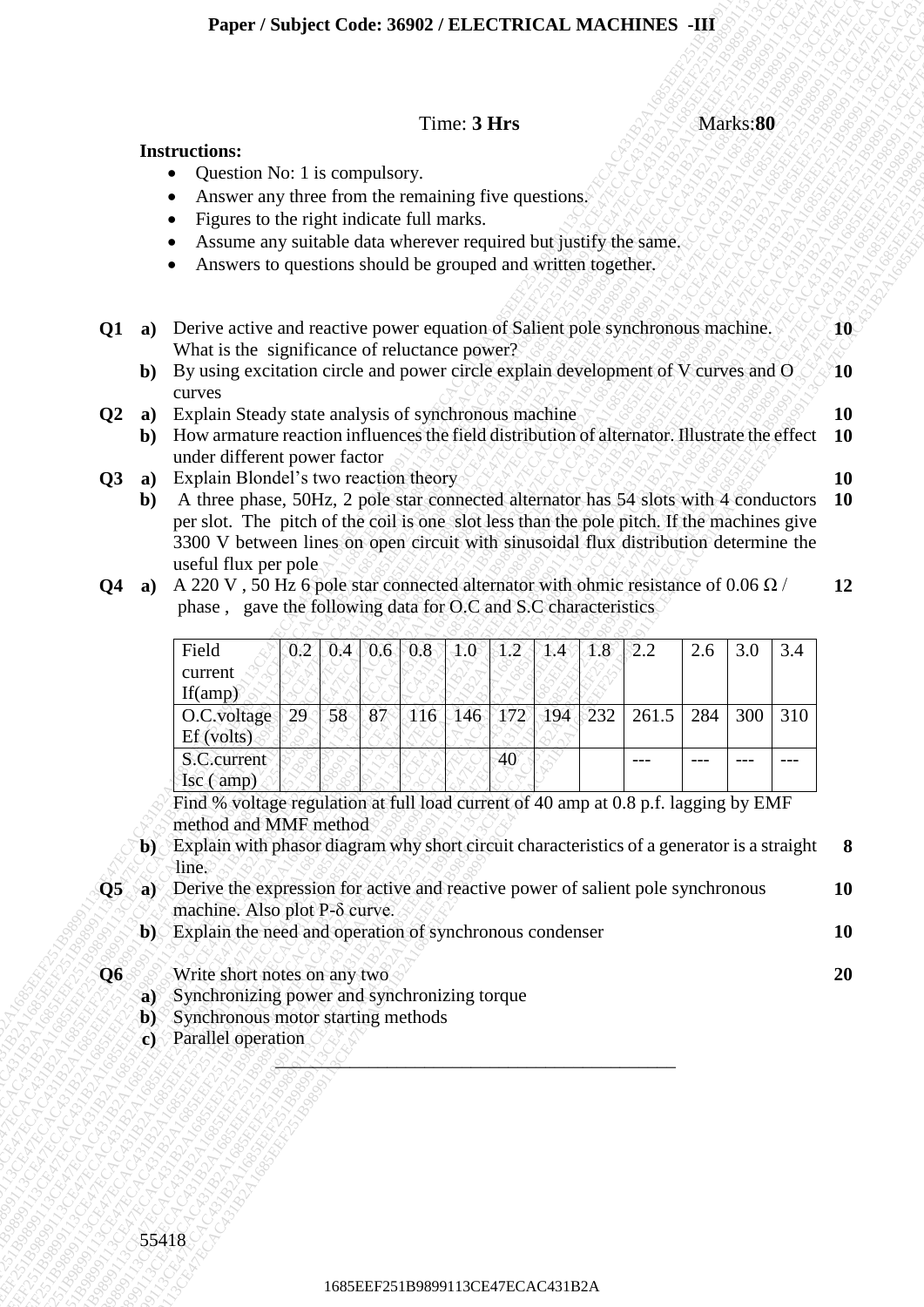**Paper / Subject Code: 36902 / ELECTRICAL MACHINES -III**

Time: **3 Hrs** Marks:**80**

**Instructions:**

- Question No: 1 is compulsory.
- Answer any three from the remaining five questions.
- Figures to the right indicate full marks.
- Assume any suitable data wherever required but justify the same.
- Answers to questions should be grouped and written together.

**Q1** **a)** Derive active and reactive power equation of Salient pole synchronous machine. What is the significance of reluctance power? **10**

**b)** By using excitation circle and power circle explain development of V curves and O curves **10**

**Q2** **a)** Explain Steady state analysis of synchronous machine **10**

**b)** How armature reaction influences the field distribution of alternator. Illustrate the effect under different power factor **10**

**Q3** **a)** Explain Blondel's two reaction theory **10**

**b)** A three phase, 50Hz, 2 pole star connected alternator has 54 slots with 4 conductors per slot. The pitch of the coil is one slot less than the pole pitch. If the machines give 3300 V between lines on open circuit with sinusoidal flux distribution determine the useful flux per pole **10**

**Q4** **a)** A 220 V , 50 Hz 6 pole star connected alternator with ohmic resistance of 0.06 Ω / phase , gave the following data for O.C and S.C characteristics **12**

| Field current If(amp) | 0.2 | 0.4 | 0.6 | 0.8 | 1.0 | 1.2 | 1.4 | 1.8 | 2.2 | 2.6 | 3.0 | 3.4 |
|---|---|---|---|---|---|---|---|---|---|---|---|---|
| O.C.voltage Ef (volts) | 29 | 58 | 87 | 116 | 146 | 172 | 194 | 232 | 261.5 | 284 | 300 | 310 |
| S.C.current Isc ( amp) | | | | | | 40 | | | --- | --- | --- | --- |

Find % voltage regulation at full load current of 40 amp at 0.8 p.f. lagging by EMF method and MMF method

**b)** Explain with phasor diagram why short circuit characteristics of a generator is a straight line. **8**

**Q5** **a)** Derive the expression for active and reactive power of salient pole synchronous machine. Also plot P-δ curve. **10**

**b)** Explain the need and operation of synchronous condenser **10**

**Q6** Write short notes on any two **20**

**a)** Synchronizing power and synchronizing torque

**b)** Synchronous motor starting methods

**c)** Parallel operation

---

55418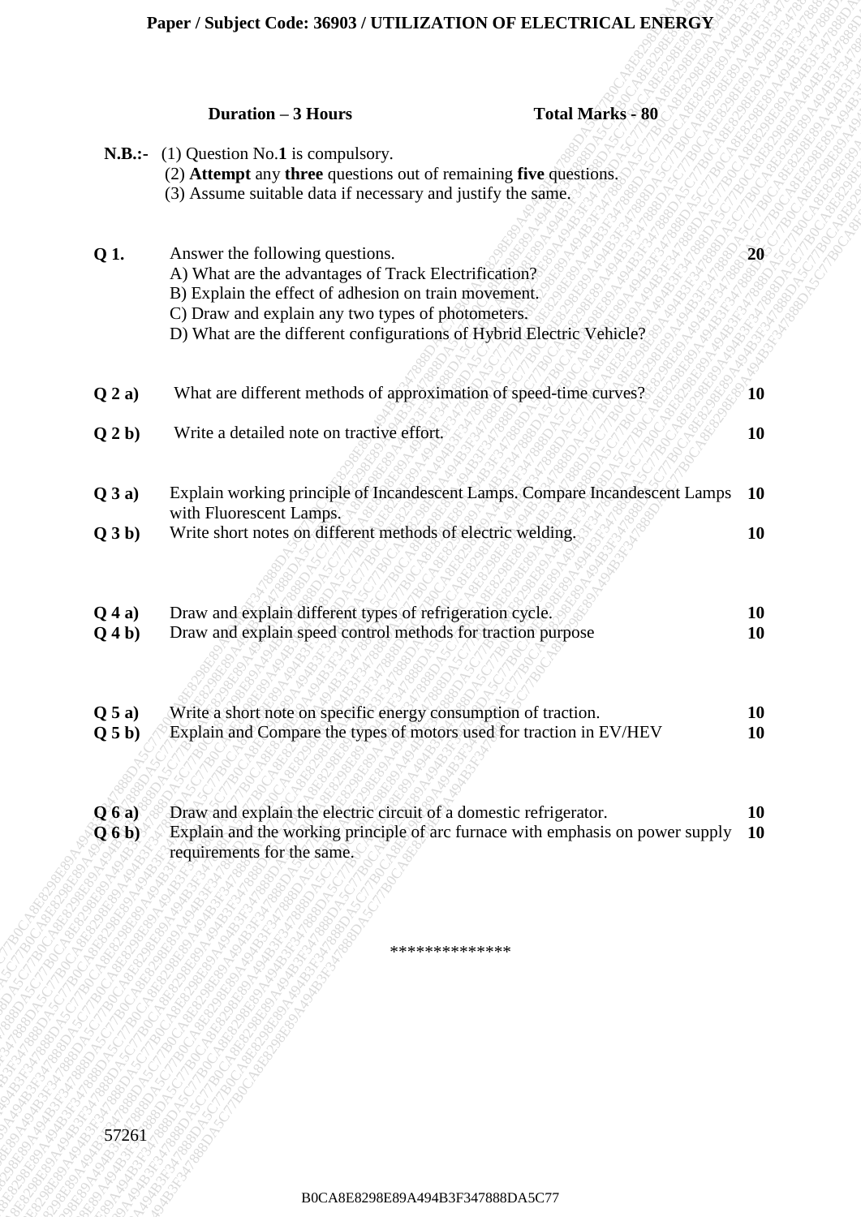# Paper / Subject Code: 36903 / UTILIZATION OF ELECTRICAL ENERGY

**Duration – 3 Hours** **Total Marks - 80**

**N.B.:-** (1) Question No.**1** is compulsory.
(2) **Attempt** any **three** questions out of remaining **five** questions.
(3) Assume suitable data if necessary and justify the same.

| | | |
|---|---|---|
| **Q 1.** | Answer the following questions.<br>A) What are the advantages of Track Electrification?<br>B) Explain the effect of adhesion on train movement.<br>C) Draw and explain any two types of photometers.<br>D) What are the different configurations of Hybrid Electric Vehicle? | **20** |
| **Q 2 a)** | What are different methods of approximation of speed-time curves? | **10** |
| **Q 2 b)** | Write a detailed note on tractive effort. | **10** |
| **Q 3 a)** | Explain working principle of Incandescent Lamps. Compare Incandescent Lamps with Fluorescent Lamps. | **10** |
| **Q 3 b)** | Write short notes on different methods of electric welding. | **10** |
| **Q 4 a)** | Draw and explain different types of refrigeration cycle. | **10** |
| **Q 4 b)** | Draw and explain speed control methods for traction purpose | **10** |
| **Q 5 a)** | Write a short note on specific energy consumption of traction. | **10** |
| **Q 5 b)** | Explain and Compare the types of motors used for traction in EV/HEV | **10** |
| **Q 6 a)** | Draw and explain the electric circuit of a domestic refrigerator. | **10** |
| **Q 6 b)** | Explain and the working principle of arc furnace with emphasis on power supply requirements for the same. | **10** |

**************

57261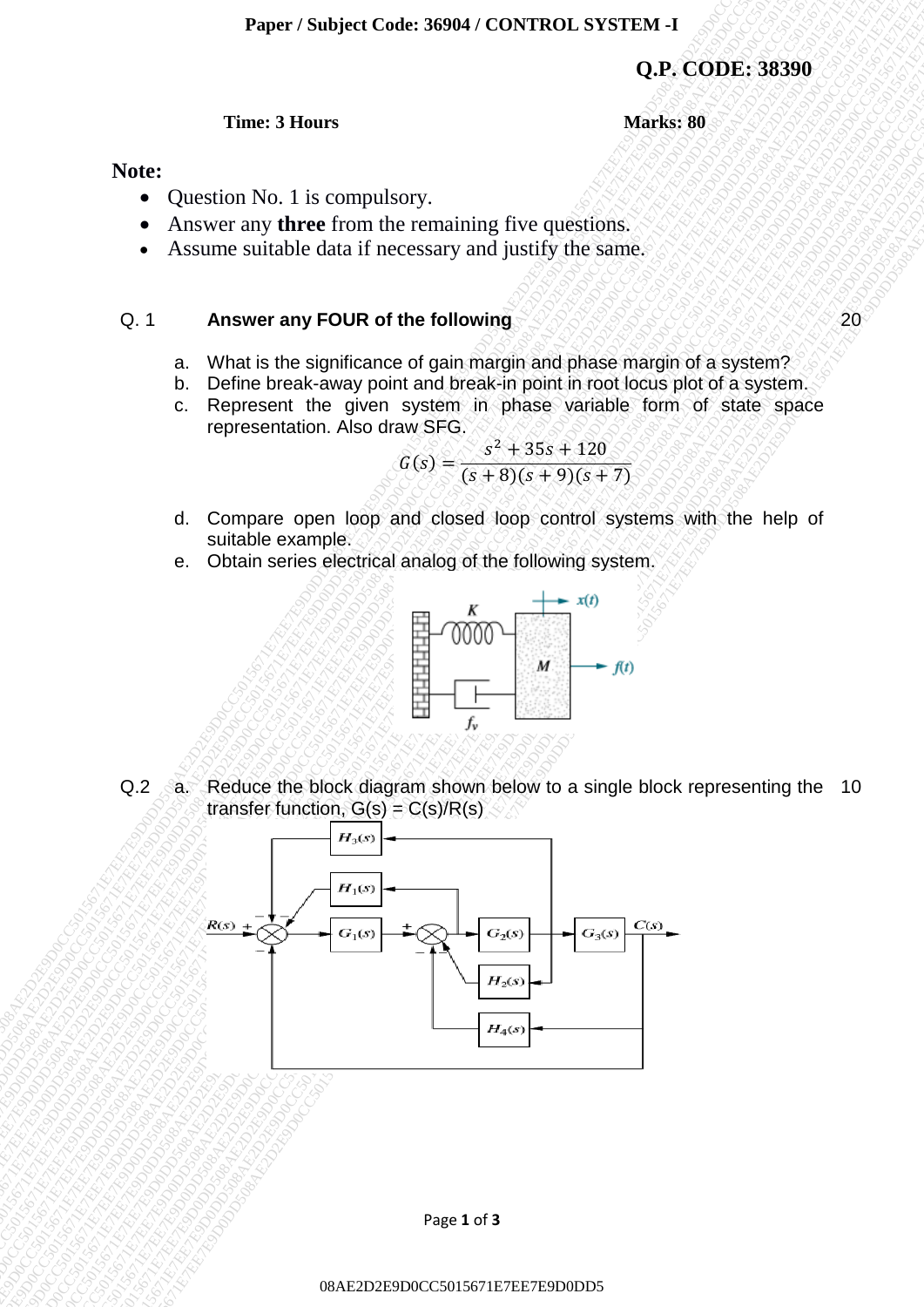**Paper / Subject Code: 36904 / CONTROL SYSTEM -I**

**Q.P. CODE: 38390**

**Time: 3 Hours** **Marks: 80**

**Note:**

- Question No. 1 is compulsory.
- Answer any **three** from the remaining five questions.
- Assume suitable data if necessary and justify the same.

Q. 1 **Answer any FOUR of the following** 20

a. What is the significance of gain margin and phase margin of a system?

b. Define break-away point and break-in point in root locus plot of a system.

c. Represent the given system in phase variable form of state space representation. Also draw SFG.

$$G(s) = \frac{s^2 + 35s + 120}{(s+8)(s+9)(s+7)}$$

d. Compare open loop and closed loop control systems with the help of suitable example.

e. Obtain series electrical analog of the following system.

Q.2 a. Reduce the block diagram shown below to a single block representing the transfer function, G(s) = C(s)/R(s) 10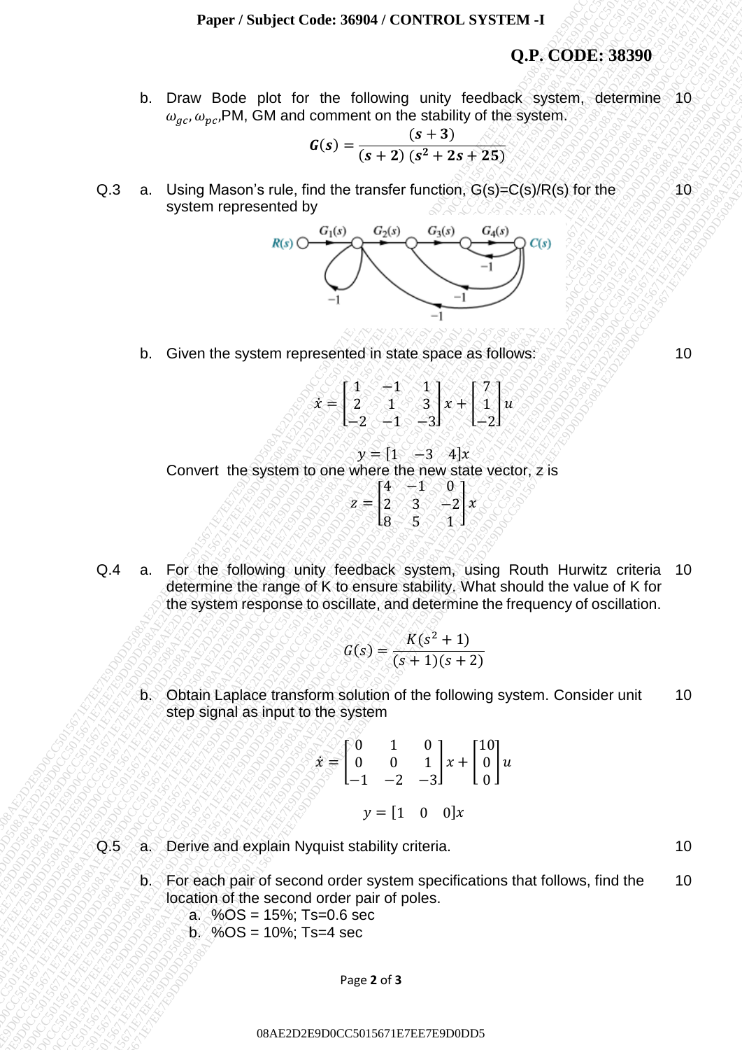**Q.P. CODE: 38390**

b. Draw Bode plot for the following unity feedback system, determine $\omega_{gc}, \omega_{pc}$, PM, GM and comment on the stability of the system. **10**

$$\boldsymbol{G(s)} = \frac{\boldsymbol{(s+3)}}{\boldsymbol{(s+2)\,(s^2+2s+25)}}$$

**Q.3** a. Using Mason's rule, find the transfer function, G(s)=C(s)/R(s) for the system represented by **10**

b. Given the system represented in state space as follows: **10**

$$\dot{x} = \begin{bmatrix} 1 & -1 & 1 \\ 2 & 1 & 3 \\ -2 & -1 & -3 \end{bmatrix} x + \begin{bmatrix} 7 \\ 1 \\ -2 \end{bmatrix} u$$

$$y = \begin{bmatrix} 1 & -3 & 4 \end{bmatrix} x$$

Convert the system to one where the new state vector, z is

$$z = \begin{bmatrix} 4 & -1 & 0 \\ 2 & 3 & -2 \\ 8 & 5 & 1 \end{bmatrix} x$$

**Q.4** a. For the following unity feedback system, using Routh Hurwitz criteria determine the range of K to ensure stability. What should the value of K for the system response to oscillate, and determine the frequency of oscillation. **10**

$$G(s) = \frac{K(s^2+1)}{(s+1)(s+2)}$$

b. Obtain Laplace transform solution of the following system. Consider unit step signal as input to the system **10**

$$\dot{x} = \begin{bmatrix} 0 & 1 & 0 \\ 0 & 0 & 1 \\ -1 & -2 & -3 \end{bmatrix} x + \begin{bmatrix} 10 \\ 0 \\ 0 \end{bmatrix} u$$

$$y = \begin{bmatrix} 1 & 0 & 0 \end{bmatrix} x$$

**Q.5** a. Derive and explain Nyquist stability criteria. **10**

b. For each pair of second order system specifications that follows, find the location of the second order pair of poles. **10**

a. %OS = 15%; Ts=0.6 sec
b. %OS = 10%; Ts=4 sec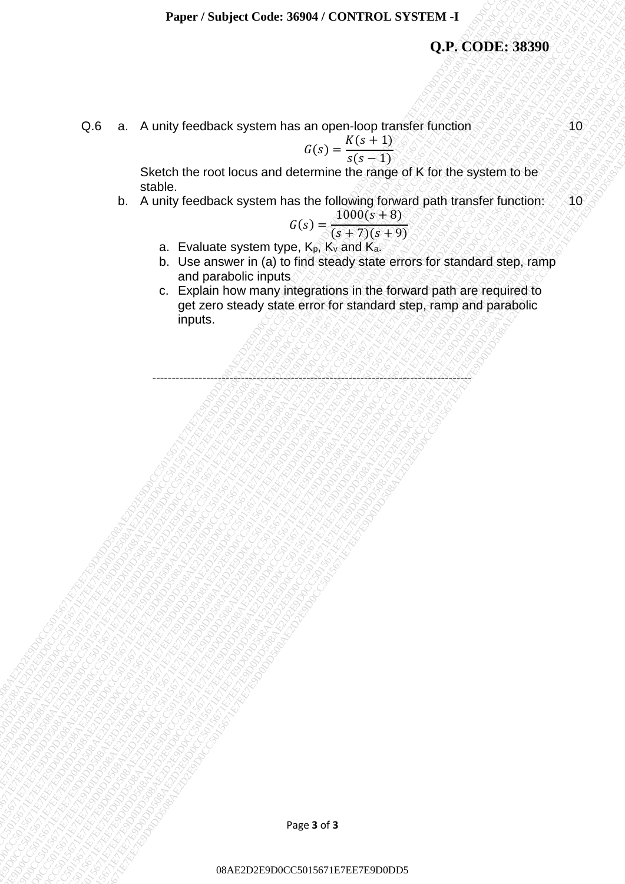Q.6 a. A unity feedback system has an open-loop transfer function **10**

$$G(s) = \frac{K(s+1)}{s(s-1)}$$

Sketch the root locus and determine the range of K for the system to be stable.

b. A unity feedback system has the following forward path transfer function: **10**

$$G(s) = \frac{1000(s+8)}{(s+7)(s+9)}$$

a. Evaluate system type, $K_p$, $K_v$ and $K_a$.

b. Use answer in (a) to find steady state errors for standard step, ramp and parabolic inputs

c. Explain how many integrations in the forward path are required to get zero steady state error for standard step, ramp and parabolic inputs.

-----------------------------------------------------------------------------------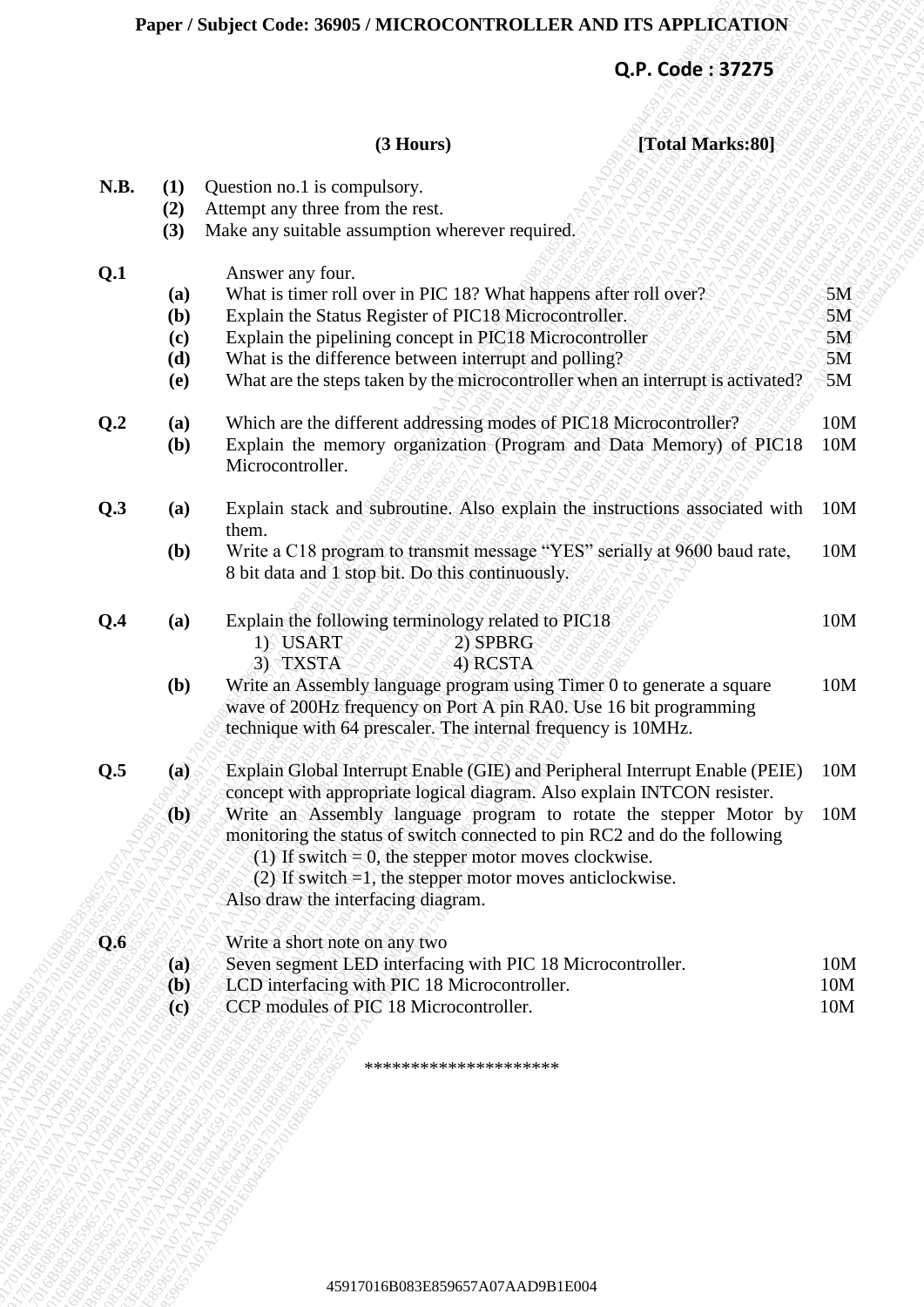**Paper / Subject Code: 36905 / MICROCONTROLLER AND ITS APPLICATION**

**Q.P. Code : 37275**

**(3 Hours)** **[Total Marks:80]**

**N.B.**
- **(1)** Question no.1 is compulsory.
- **(2)** Attempt any three from the rest.
- **(3)** Make any suitable assumption wherever required.

| | | | |
|---|---|---|---|
| **Q.1** | | Answer any four. | |
| | **(a)** | What is timer roll over in PIC 18? What happens after roll over? | 5M |
| | **(b)** | Explain the Status Register of PIC18 Microcontroller. | 5M |
| | **(c)** | Explain the pipelining concept in PIC18 Microcontroller | 5M |
| | **(d)** | What is the difference between interrupt and polling? | 5M |
| | **(e)** | What are the steps taken by the microcontroller when an interrupt is activated? | 5M |
| **Q.2** | **(a)** | Which are the different addressing modes of PIC18 Microcontroller? | 10M |
| | **(b)** | Explain the memory organization (Program and Data Memory) of PIC18 Microcontroller. | 10M |
| **Q.3** | **(a)** | Explain stack and subroutine. Also explain the instructions associated with them. | 10M |
| | **(b)** | Write a C18 program to transmit message "YES" serially at 9600 baud rate, 8 bit data and 1 stop bit. Do this continuously. | 10M |
| **Q.4** | **(a)** | Explain the following terminology related to PIC18<br>1) USART 2) SPBRG<br>3) TXSTA 4) RCSTA | 10M |
| | **(b)** | Write an Assembly language program using Timer 0 to generate a square wave of 200Hz frequency on Port A pin RA0. Use 16 bit programming technique with 64 prescaler. The internal frequency is 10MHz. | 10M |
| **Q.5** | **(a)** | Explain Global Interrupt Enable (GIE) and Peripheral Interrupt Enable (PEIE) concept with appropriate logical diagram. Also explain INTCON resister. | 10M |
| | **(b)** | Write an Assembly language program to rotate the stepper Motor by monitoring the status of switch connected to pin RC2 and do the following<br>(1) If switch = 0, the stepper motor moves clockwise.<br>(2) If switch =1, the stepper motor moves anticlockwise.<br>Also draw the interfacing diagram. | 10M |
| **Q.6** | | Write a short note on any two | |
| | **(a)** | Seven segment LED interfacing with PIC 18 Microcontroller. | 10M |
| | **(b)** | LCD interfacing with PIC 18 Microcontroller. | 10M |
| | **(c)** | CCP modules of PIC 18 Microcontroller. | 10M |

********************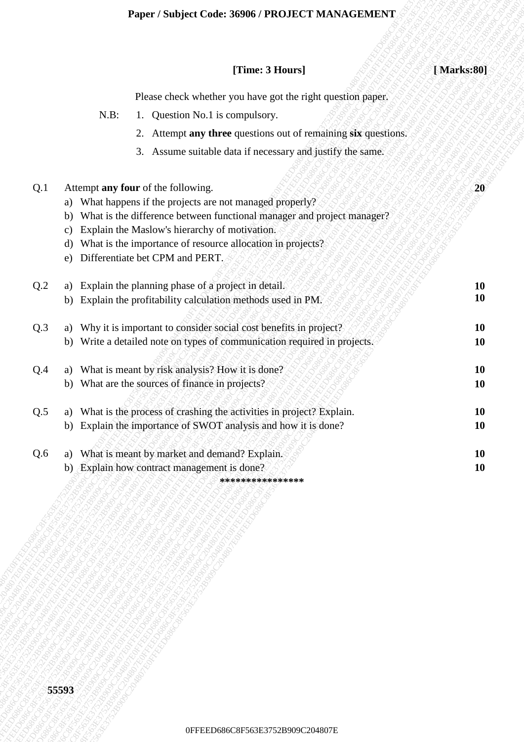**Paper / Subject Code: 36906 / PROJECT MANAGEMENT**

**[Time: 3 Hours]** **[ Marks:80]**

Please check whether you have got the right question paper.

N.B:
1. Question No.1 is compulsory.
2. Attempt **any three** questions out of remaining **six** questions.
3. Assume suitable data if necessary and justify the same.

| | | |
|---|---|---|
| Q.1 | Attempt **any four** of the following. | **20** |
| | a) What happens if the projects are not managed properly? | |
| | b) What is the difference between functional manager and project manager? | |
| | c) Explain the Maslow's hierarchy of motivation. | |
| | d) What is the importance of resource allocation in projects? | |
| | e) Differentiate bet CPM and PERT. | |
| Q.2 | a) Explain the planning phase of a project in detail. | **10** |
| | b) Explain the profitability calculation methods used in PM. | **10** |
| Q.3 | a) Why it is important to consider social cost benefits in project? | **10** |
| | b) Write a detailed note on types of communication required in projects. | **10** |
| Q.4 | a) What is meant by risk analysis? How it is done? | **10** |
| | b) What are the sources of finance in projects? | **10** |
| Q.5 | a) What is the process of crashing the activities in project? Explain. | **10** |
| | b) Explain the importance of SWOT analysis and how it is done? | **10** |
| Q.6 | a) What is meant by market and demand? Explain. | **10** |
| | b) Explain how contract management is done? | **10** |

***************

55593

0FFEED686C8F563E3752B909C204807E